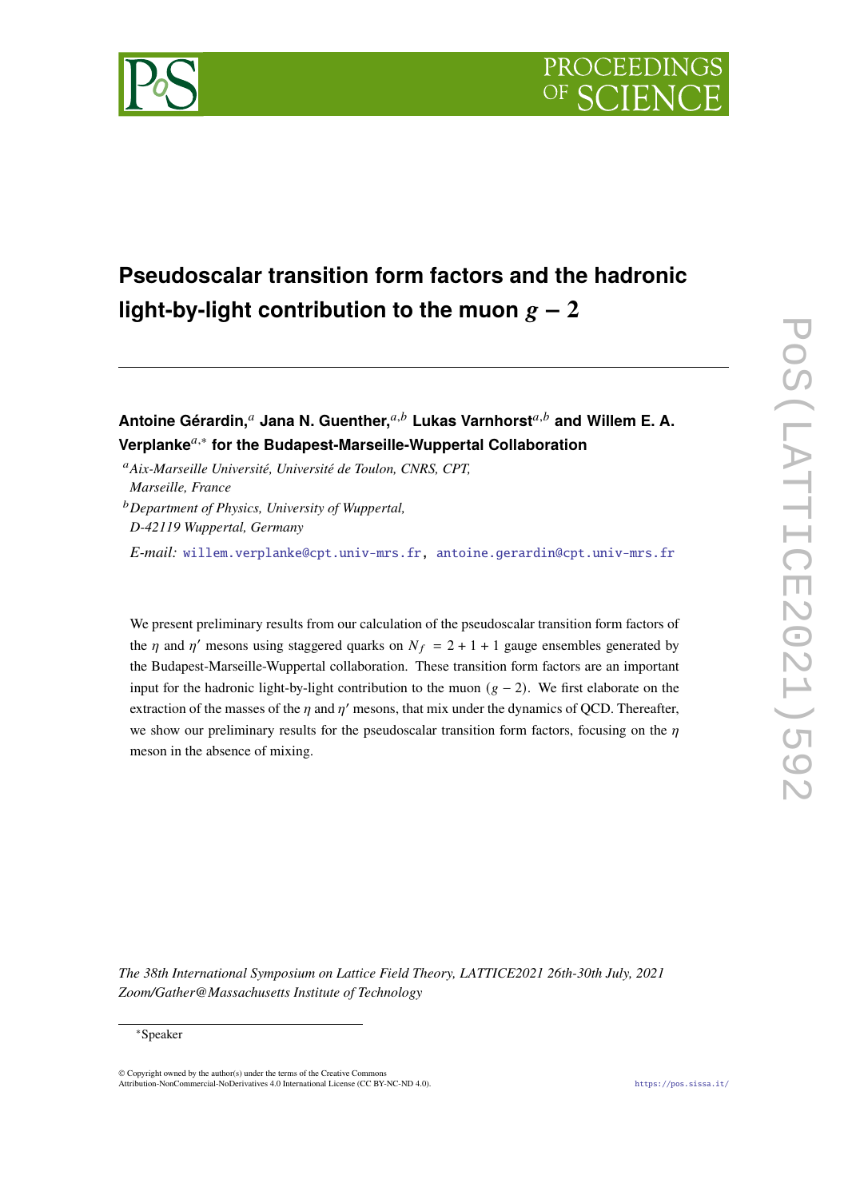# Pseudoscalar transition form factors and the hadronic light-by-light contribution to the muon $g-2$

**Antoine Gérardin,**[a] **Jana N. Guenther,**[a,b] **Lukas Varnhorst**[a,b] **and Willem E. A. Verplanke**[a,*] **for the Budapest-Marseille-Wuppertal Collaboration**

[a] *Aix-Marseille Université, Université de Toulon, CNRS, CPT, Marseille, France*

[b] *Department of Physics, University of Wuppertal, D-42119 Wuppertal, Germany*

*E-mail:* willem.verplanke@cpt.univ-mrs.fr, antoine.gerardin@cpt.univ-mrs.fr

We present preliminary results from our calculation of the pseudoscalar transition form factors of the $\eta$ and $\eta'$ mesons using staggered quarks on $N_f = 2+1+1$ gauge ensembles generated by the Budapest-Marseille-Wuppertal collaboration. These transition form factors are an important input for the hadronic light-by-light contribution to the muon $(g-2)$. We first elaborate on the extraction of the masses of the $\eta$ and $\eta'$ mesons, that mix under the dynamics of QCD. Thereafter, we show our preliminary results for the pseudoscalar transition form factors, focusing on the $\eta$ meson in the absence of mixing.

*The 38th International Symposium on Lattice Field Theory, LATTICE2021 26th-30th July, 2021 Zoom/Gather@Massachusetts Institute of Technology*

*Speaker

© Copyright owned by the author(s) under the terms of the Creative Commons Attribution-NonCommercial-NoDerivatives 4.0 International License (CC BY-NC-ND 4.0).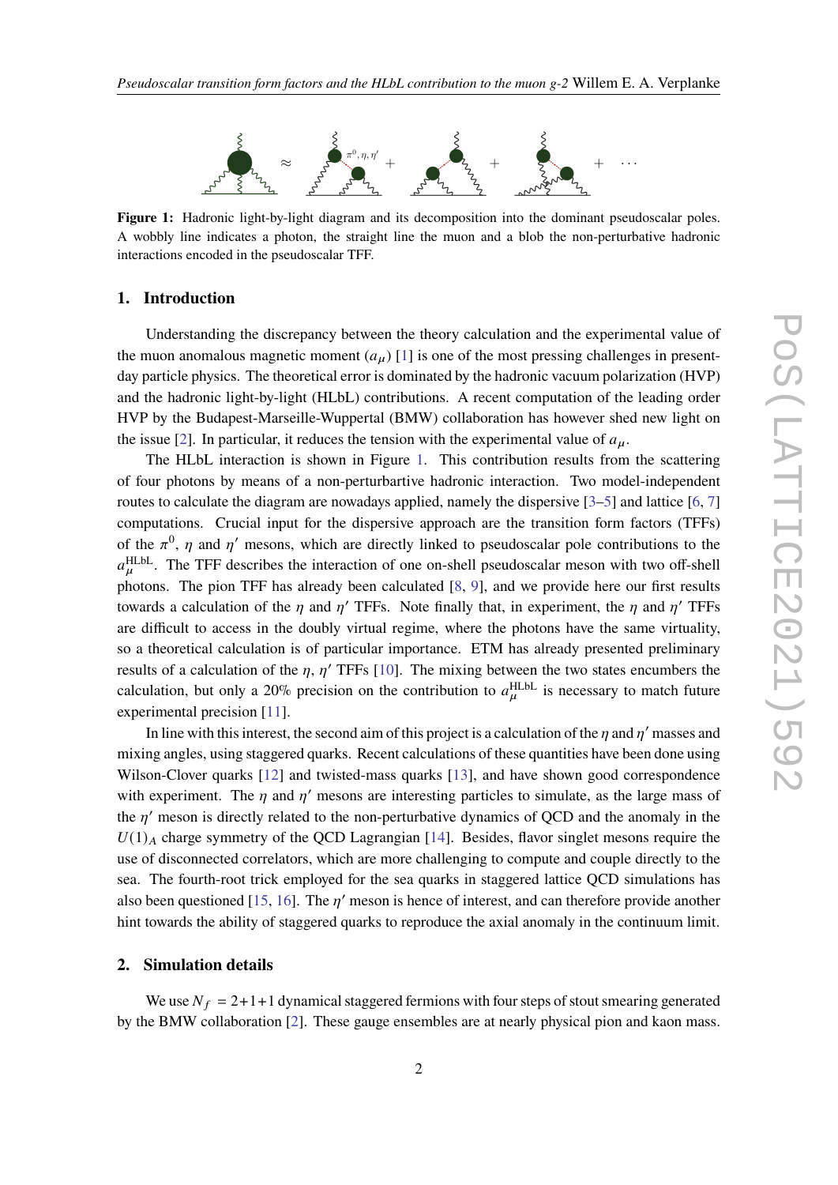**Figure 1:** Hadronic light-by-light diagram and its decomposition into the dominant pseudoscalar poles. A wobbly line indicates a photon, the straight line the muon and a blob the non-perturbative hadronic interactions encoded in the pseudoscalar TFF.

## 1. Introduction

Understanding the discrepancy between the theory calculation and the experimental value of the muon anomalous magnetic moment ($a_\mu$) [1] is one of the most pressing challenges in present-day particle physics. The theoretical error is dominated by the hadronic vacuum polarization (HVP) and the hadronic light-by-light (HLbL) contributions. A recent computation of the leading order HVP by the Budapest-Marseille-Wuppertal (BMW) collaboration has however shed new light on the issue [2]. In particular, it reduces the tension with the experimental value of $a_\mu$.

The HLbL interaction is shown in Figure 1. This contribution results from the scattering of four photons by means of a non-perturbartive hadronic interaction. Two model-independent routes to calculate the diagram are nowadays applied, namely the dispersive [3–5] and lattice [6, 7] computations. Crucial input for the dispersive approach are the transition form factors (TFFs) of the $\pi^0$, $\eta$ and $\eta'$ mesons, which are directly linked to pseudoscalar pole contributions to the $a_\mu^{\text{HLbL}}$. The TFF describes the interaction of one on-shell pseudoscalar meson with two off-shell photons. The pion TFF has already been calculated [8, 9], and we provide here our first results towards a calculation of the $\eta$ and $\eta'$ TFFs. Note finally that, in experiment, the $\eta$ and $\eta'$ TFFs are difficult to access in the doubly virtual regime, where the photons have the same virtuality, so a theoretical calculation is of particular importance. ETM has already presented preliminary results of a calculation of the $\eta$, $\eta'$ TFFs [10]. The mixing between the two states encumbers the calculation, but only a 20% precision on the contribution to $a_\mu^{\text{HLbL}}$ is necessary to match future experimental precision [11].

In line with this interest, the second aim of this project is a calculation of the $\eta$ and $\eta'$ masses and mixing angles, using staggered quarks. Recent calculations of these quantities have been done using Wilson-Clover quarks [12] and twisted-mass quarks [13], and have shown good correspondence with experiment. The $\eta$ and $\eta'$ mesons are interesting particles to simulate, as the large mass of the $\eta'$ meson is directly related to the non-perturbative dynamics of QCD and the anomaly in the $U(1)_A$ charge symmetry of the QCD Lagrangian [14]. Besides, flavor singlet mesons require the use of disconnected correlators, which are more challenging to compute and couple directly to the sea. The fourth-root trick employed for the sea quarks in staggered lattice QCD simulations has also been questioned [15, 16]. The $\eta'$ meson is hence of interest, and can therefore provide another hint towards the ability of staggered quarks to reproduce the axial anomaly in the continuum limit.

## 2. Simulation details

We use $N_f = 2+1+1$ dynamical staggered fermions with four steps of stout smearing generated by the BMW collaboration [2]. These gauge ensembles are at nearly physical pion and kaon mass.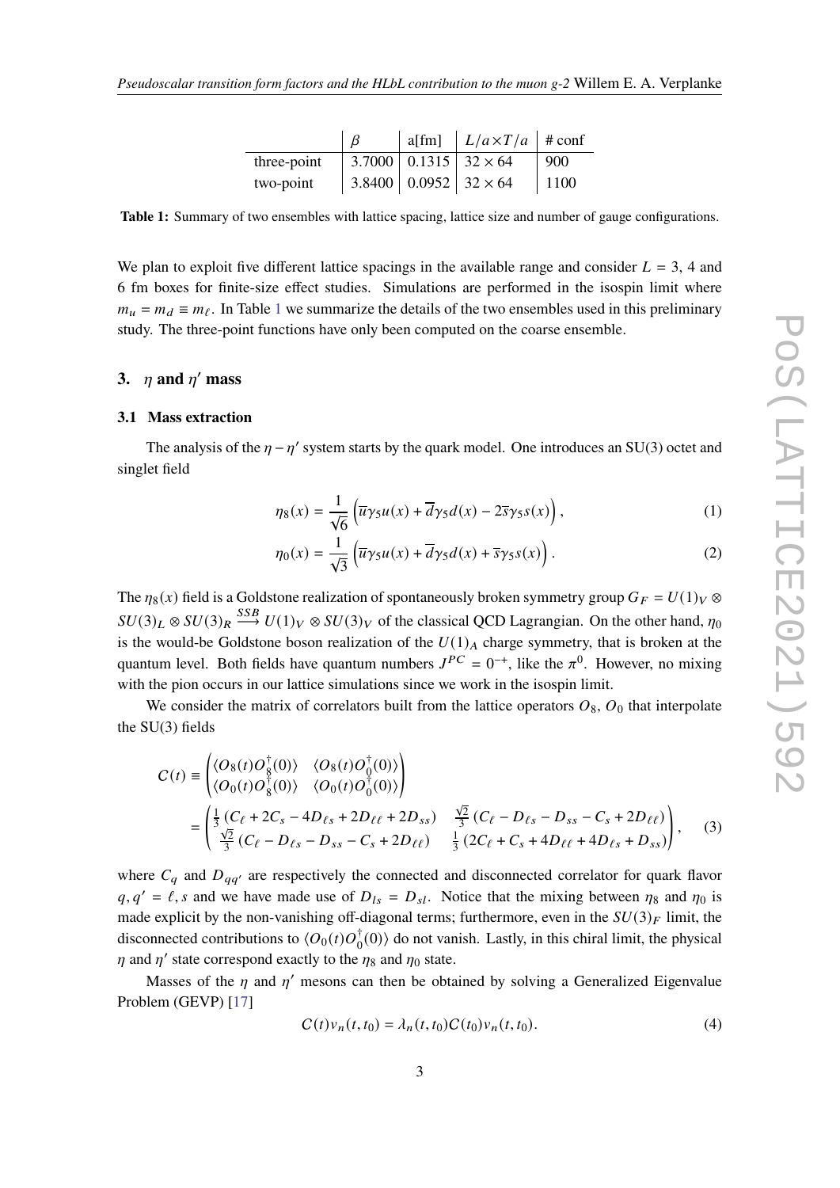|  | $\beta$ | a[fm] | $L/a \times T/a$ | # conf |
|---|---|---|---|---|
| three-point | 3.7000 | 0.1315 | $32 \times 64$ | 900 |
| two-point | 3.8400 | 0.0952 | $32 \times 64$ | 1100 |

**Table 1:** Summary of two ensembles with lattice spacing, lattice size and number of gauge configurations.

We plan to exploit five different lattice spacings in the available range and consider $L = 3$, 4 and 6 fm boxes for finite-size effect studies. Simulations are performed in the isospin limit where $m_u = m_d \equiv m_\ell$. In Table 1 we summarize the details of the two ensembles used in this preliminary study. The three-point functions have only been computed on the coarse ensemble.

## 3. $\eta$ and $\eta'$ mass

### 3.1 Mass extraction

The analysis of the $\eta - \eta'$ system starts by the quark model. One introduces an SU(3) octet and singlet field

$$\eta_8(x) = \frac{1}{\sqrt{6}} \left( \overline{u}\gamma_5 u(x) + \overline{d}\gamma_5 d(x) - 2\overline{s}\gamma_5 s(x) \right), \tag{1}$$

$$\eta_0(x) = \frac{1}{\sqrt{3}} \left( \overline{u}\gamma_5 u(x) + \overline{d}\gamma_5 d(x) + \overline{s}\gamma_5 s(x) \right). \tag{2}$$

The $\eta_8(x)$ field is a Goldstone realization of spontaneously broken symmetry group $G_F = U(1)_V \otimes SU(3)_L \otimes SU(3)_R \overset{SSB}{\longrightarrow} U(1)_V \otimes SU(3)_V$ of the classical QCD Lagrangian. On the other hand, $\eta_0$ is the would-be Goldstone boson realization of the $U(1)_A$ charge symmetry, that is broken at the quantum level. Both fields have quantum numbers $J^{PC} = 0^{-+}$, like the $\pi^0$. However, no mixing with the pion occurs in our lattice simulations since we work in the isospin limit.

We consider the matrix of correlators built from the lattice operators $O_8$, $O_0$ that interpolate the SU(3) fields

$$\begin{aligned} C(t) &\equiv \begin{pmatrix} \langle O_8(t) O_8^\dagger(0) \rangle & \langle O_8(t) O_0^\dagger(0) \rangle \\ \langle O_0(t) O_8^\dagger(0) \rangle & \langle O_0(t) O_0^\dagger(0) \rangle \end{pmatrix} \\ &= \begin{pmatrix} \frac{1}{3}\left(C_\ell + 2C_s - 4D_{\ell s} + 2D_{\ell\ell} + 2D_{ss}\right) & \frac{\sqrt{2}}{3}\left(C_\ell - D_{\ell s} - D_{ss} - C_s + 2D_{\ell\ell}\right) \\ \frac{\sqrt{2}}{3}\left(C_\ell - D_{\ell s} - D_{ss} - C_s + 2D_{\ell\ell}\right) & \frac{1}{3}\left(2C_\ell + C_s + 4D_{\ell\ell} + 4D_{\ell s} + D_{ss}\right) \end{pmatrix}, \end{aligned} \tag{3}$$

where $C_q$ and $D_{qq'}$ are respectively the connected and disconnected correlator for quark flavor $q, q' = \ell, s$ and we have made use of $D_{ls} = D_{sl}$. Notice that the mixing between $\eta_8$ and $\eta_0$ is made explicit by the non-vanishing off-diagonal terms; furthermore, even in the $SU(3)_F$ limit, the disconnected contributions to $\langle O_0(t) O_0^\dagger(0) \rangle$ do not vanish. Lastly, in this chiral limit, the physical $\eta$ and $\eta'$ state correspond exactly to the $\eta_8$ and $\eta_0$ state.

Masses of the $\eta$ and $\eta'$ mesons can then be obtained by solving a Generalized Eigenvalue Problem (GEVP) [17]

$$C(t) v_n(t, t_0) = \lambda_n(t, t_0) C(t_0) v_n(t, t_0). \tag{4}$$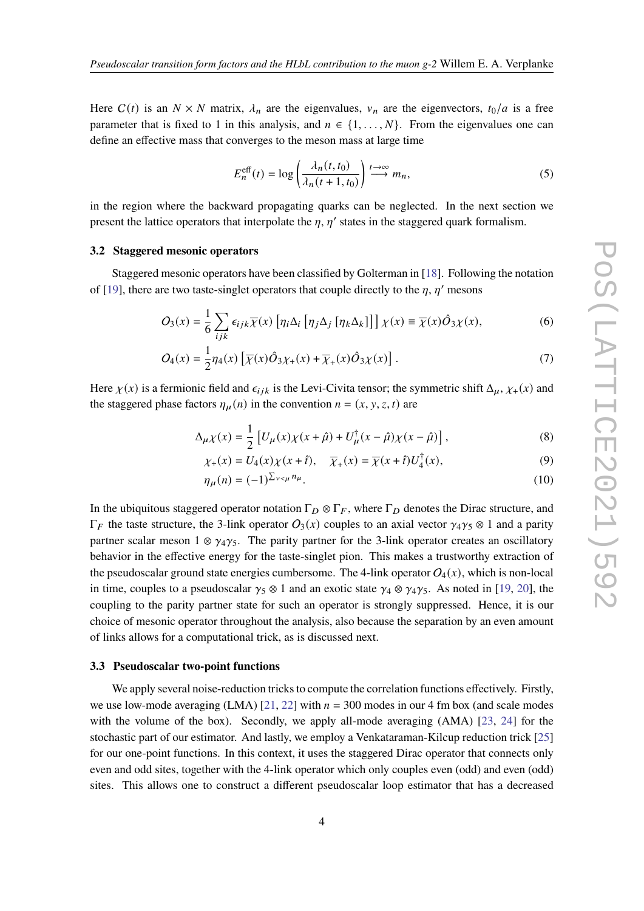Here $C(t)$ is an $N \times N$ matrix, $\lambda_n$ are the eigenvalues, $v_n$ are the eigenvectors, $t_0/a$ is a free parameter that is fixed to 1 in this analysis, and $n \in \{1, \ldots, N\}$. From the eigenvalues one can define an effective mass that converges to the meson mass at large time

$$E_n^{\text{eff}}(t) = \log\left(\frac{\lambda_n(t, t_0)}{\lambda_n(t+1, t_0)}\right) \xrightarrow{t\to\infty} m_n, \tag{5}$$

in the region where the backward propagating quarks can be neglected. In the next section we present the lattice operators that interpolate the $\eta, \eta'$ states in the staggered quark formalism.

### 3.2 Staggered mesonic operators

Staggered mesonic operators have been classified by Golterman in [18]. Following the notation of [19], there are two taste-singlet operators that couple directly to the $\eta, \eta'$ mesons

$$O_3(x) = \frac{1}{6}\sum_{ijk} \epsilon_{ijk} \overline{\chi}(x) \left[\eta_i \Delta_i \left[\eta_j \Delta_j \left[\eta_k \Delta_k\right]\right]\right] \chi(x) \equiv \overline{\chi}(x) \hat{O}_3 \chi(x), \tag{6}$$

$$O_4(x) = \frac{1}{2}\eta_4(x)\left[\overline{\chi}(x)\hat{O}_3\chi_+(x) + \overline{\chi}_+(x)\hat{O}_3\chi(x)\right]. \tag{7}$$

Here $\chi(x)$ is a fermionic field and $\epsilon_{ijk}$ is the Levi-Civita tensor; the symmetric shift $\Delta_\mu$, $\chi_+(x)$ and the staggered phase factors $\eta_\mu(n)$ in the convention $n = (x, y, z, t)$ are

$$\Delta_\mu \chi(x) = \frac{1}{2}\left[U_\mu(x)\chi(x+\hat{\mu}) + U_\mu^\dagger(x-\hat{\mu})\chi(x-\hat{\mu})\right], \tag{8}$$

$$\chi_+(x) = U_4(x)\chi(x+\hat{t}), \quad \overline{\chi}_+(x) = \overline{\chi}(x+\hat{t})U_4^\dagger(x), \tag{9}$$

$$\eta_\mu(n) = (-1)^{\sum_{\nu<\mu} n_\mu}. \tag{10}$$

In the ubiquitous staggered operator notation $\Gamma_D \otimes \Gamma_F$, where $\Gamma_D$ denotes the Dirac structure, and $\Gamma_F$ the taste structure, the 3-link operator $O_3(x)$ couples to an axial vector $\gamma_4\gamma_5 \otimes 1$ and a parity partner scalar meson $1 \otimes \gamma_4\gamma_5$. The parity partner for the 3-link operator creates an oscillatory behavior in the effective energy for the taste-singlet pion. This makes a trustworthy extraction of the pseudoscalar ground state energies cumbersome. The 4-link operator $O_4(x)$, which is non-local in time, couples to a pseudoscalar $\gamma_5 \otimes 1$ and an exotic state $\gamma_4 \otimes \gamma_4\gamma_5$. As noted in [19, 20], the coupling to the parity partner state for such an operator is strongly suppressed. Hence, it is our choice of mesonic operator throughout the analysis, also because the separation by an even amount of links allows for a computational trick, as is discussed next.

### 3.3 Pseudoscalar two-point functions

We apply several noise-reduction tricks to compute the correlation functions effectively. Firstly, we use low-mode averaging (LMA) [21, 22] with $n = 300$ modes in our 4 fm box (and scale modes with the volume of the box). Secondly, we apply all-mode averaging (AMA) [23, 24] for the stochastic part of our estimator. And lastly, we employ a Venkataraman-Kilcup reduction trick [25] for our one-point functions. In this context, it uses the staggered Dirac operator that connects only even and odd sites, together with the 4-link operator which only couples even (odd) and even (odd) sites. This allows one to construct a different pseudoscalar loop estimator that has a decreased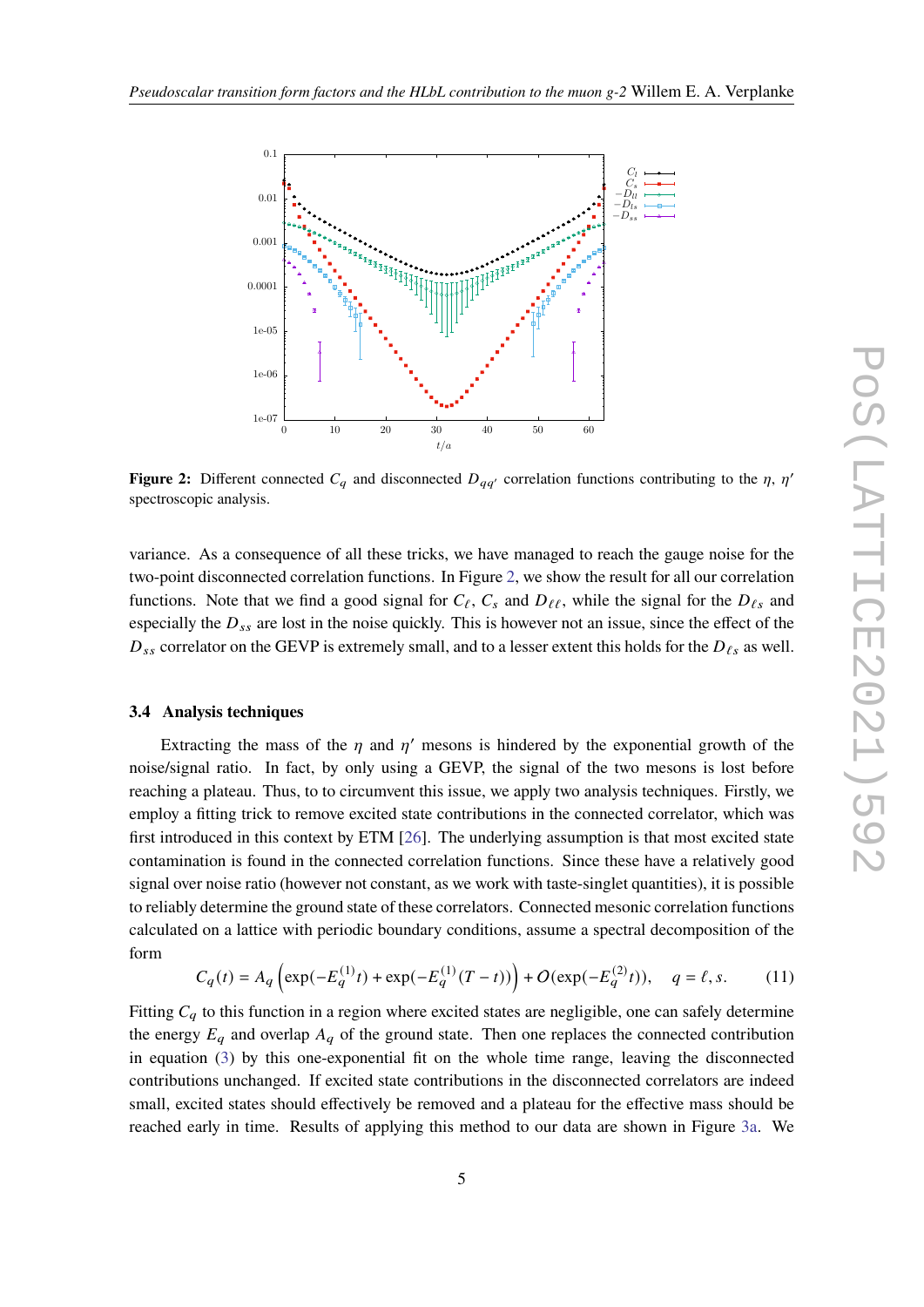**Figure 2:** Different connected $C_q$ and disconnected $D_{qq'}$ correlation functions contributing to the $\eta$, $\eta'$ spectroscopic analysis.

variance. As a consequence of all these tricks, we have managed to reach the gauge noise for the two-point disconnected correlation functions. In Figure 2, we show the result for all our correlation functions. Note that we find a good signal for $C_\ell$, $C_s$ and $D_{\ell\ell}$, while the signal for the $D_{\ell s}$ and especially the $D_{ss}$ are lost in the noise quickly. This is however not an issue, since the effect of the $D_{ss}$ correlator on the GEVP is extremely small, and to a lesser extent this holds for the $D_{\ell s}$ as well.

### 3.4 Analysis techniques

Extracting the mass of the $\eta$ and $\eta'$ mesons is hindered by the exponential growth of the noise/signal ratio. In fact, by only using a GEVP, the signal of the two mesons is lost before reaching a plateau. Thus, to to circumvent this issue, we apply two analysis techniques. Firstly, we employ a fitting trick to remove excited state contributions in the connected correlator, which was first introduced in this context by ETM [26]. The underlying assumption is that most excited state contamination is found in the connected correlation functions. Since these have a relatively good signal over noise ratio (however not constant, as we work with taste-singlet quantities), it is possible to reliably determine the ground state of these correlators. Connected mesonic correlation functions calculated on a lattice with periodic boundary conditions, assume a spectral decomposition of the form

$$C_q(t) = A_q \left( \exp(-E_q^{(1)} t) + \exp(-E_q^{(1)}(T - t)) \right) + O(\exp(-E_q^{(2)} t)), \quad q = \ell, s. \tag{11}$$

Fitting $C_q$ to this function in a region where excited states are negligible, one can safely determine the energy $E_q$ and overlap $A_q$ of the ground state. Then one replaces the connected contribution in equation (3) by this one-exponential fit on the whole time range, leaving the disconnected contributions unchanged. If excited state contributions in the disconnected correlators are indeed small, excited states should effectively be removed and a plateau for the effective mass should be reached early in time. Results of applying this method to our data are shown in Figure 3a. We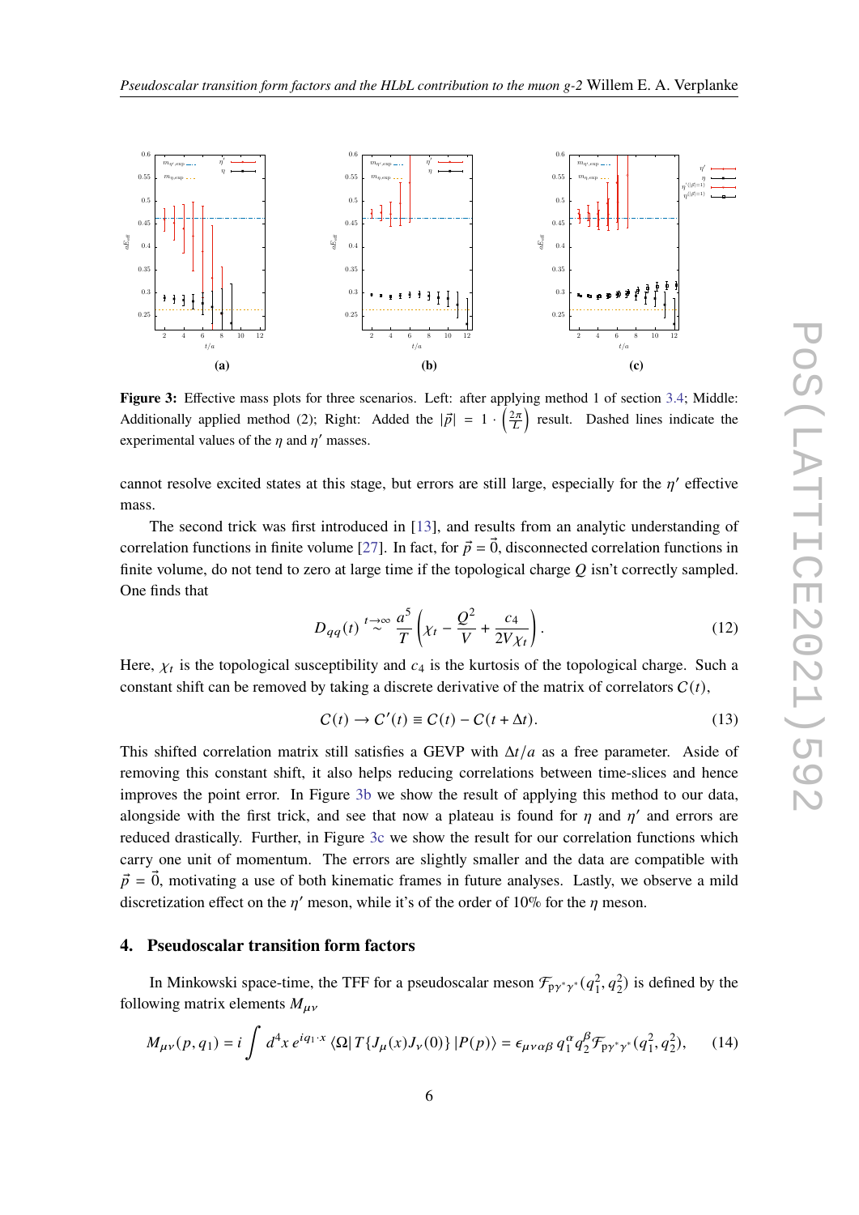**Figure 3:** Effective mass plots for three scenarios. Left: after applying method 1 of section 3.4; Middle: Additionally applied method (2); Right: Added the $|\vec{p}| = 1 \cdot \left(\frac{2\pi}{L}\right)$ result. Dashed lines indicate the experimental values of the $\eta$ and $\eta'$ masses.

cannot resolve excited states at this stage, but errors are still large, especially for the $\eta'$ effective mass.

The second trick was first introduced in [13], and results from an analytic understanding of correlation functions in finite volume [27]. In fact, for $\vec{p} = \vec{0}$, disconnected correlation functions in finite volume, do not tend to zero at large time if the topological charge $Q$ isn't correctly sampled. One finds that

$$D_{qq}(t) \overset{t\to\infty}{\sim} \frac{a^5}{T}\left(\chi_t - \frac{Q^2}{V} + \frac{c_4}{2V\chi_t}\right). \tag{12}$$

Here, $\chi_t$ is the topological susceptibility and $c_4$ is the kurtosis of the topological charge. Such a constant shift can be removed by taking a discrete derivative of the matrix of correlators $C(t)$,

$$C(t) \to C'(t) \equiv C(t) - C(t + \Delta t). \tag{13}$$

This shifted correlation matrix still satisfies a GEVP with $\Delta t/a$ as a free parameter. Aside of removing this constant shift, it also helps reducing correlations between time-slices and hence improves the point error. In Figure 3b we show the result of applying this method to our data, alongside with the first trick, and see that now a plateau is found for $\eta$ and $\eta'$ and errors are reduced drastically. Further, in Figure 3c we show the result for our correlation functions which carry one unit of momentum. The errors are slightly smaller and the data are compatible with $\vec{p} = \vec{0}$, motivating a use of both kinematic frames in future analyses. Lastly, we observe a mild discretization effect on the $\eta'$ meson, while it's of the order of 10% for the $\eta$ meson.

## 4. Pseudoscalar transition form factors

In Minkowski space-time, the TFF for a pseudoscalar meson $\mathcal{F}_{P\gamma^*\gamma^*}(q_1^2, q_2^2)$ is defined by the following matrix elements $M_{\mu\nu}$

$$M_{\mu\nu}(p, q_1) = i\int d^4x\, e^{iq_1\cdot x}\, \langle\Omega|\, T\{J_\mu(x)J_\nu(0)\}\,|P(p)\rangle = \epsilon_{\mu\nu\alpha\beta}\, q_1^\alpha q_2^\beta \mathcal{F}_{P\gamma^*\gamma^*}(q_1^2, q_2^2), \tag{14}$$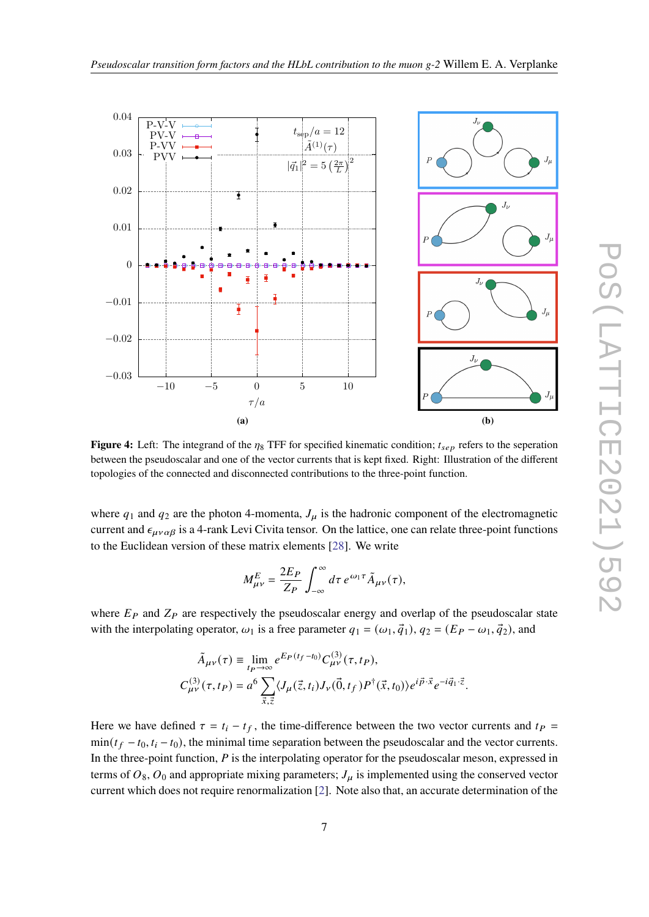**Figure 4:** Left: The integrand of the $\eta_8$ TFF for specified kinematic condition; $t_{sep}$ refers to the seperation between the pseudoscalar and one of the vector currents that is kept fixed. Right: Illustration of the different topologies of the connected and disconnected contributions to the three-point function.

where $q_1$ and $q_2$ are the photon 4-momenta, $J_\mu$ is the hadronic component of the electromagnetic current and $\epsilon_{\mu\nu\alpha\beta}$ is a 4-rank Levi Civita tensor. On the lattice, one can relate three-point functions to the Euclidean version of these matrix elements [28]. We write

$$M^E_{\mu\nu} = \frac{2E_P}{Z_P}\int_{-\infty}^{\infty} d\tau\, e^{\omega_1\tau}\tilde{A}_{\mu\nu}(\tau),$$

where $E_P$ and $Z_P$ are respectively the pseudoscalar energy and overlap of the pseudoscalar state with the interpolating operator, $\omega_1$ is a free parameter $q_1 = (\omega_1, \vec{q}_1)$, $q_2 = (E_P - \omega_1, \vec{q}_2)$, and

$$\tilde{A}_{\mu\nu}(\tau) \equiv \lim_{t_P\to\infty} e^{E_P(t_f - t_0)} C^{(3)}_{\mu\nu}(\tau, t_P),$$

$$C^{(3)}_{\mu\nu}(\tau, t_P) = a^6 \sum_{\vec{x},\vec{z}} \langle J_\mu(\vec{z}, t_i) J_\nu(\vec{0}, t_f) P^\dagger(\vec{x}, t_0)\rangle e^{i\vec{p}\cdot\vec{x}} e^{-i\vec{q}_1\cdot\vec{z}}.$$

Here we have defined $\tau = t_i - t_f$, the time-difference between the two vector currents and $t_P = \min(t_f - t_0, t_i - t_0)$, the minimal time separation between the pseudoscalar and the vector currents. In the three-point function, $P$ is the interpolating operator for the pseudoscalar meson, expressed in terms of $O_8$, $O_0$ and appropriate mixing parameters; $J_\mu$ is implemented using the conserved vector current which does not require renormalization [2]. Note also that, an accurate determination of the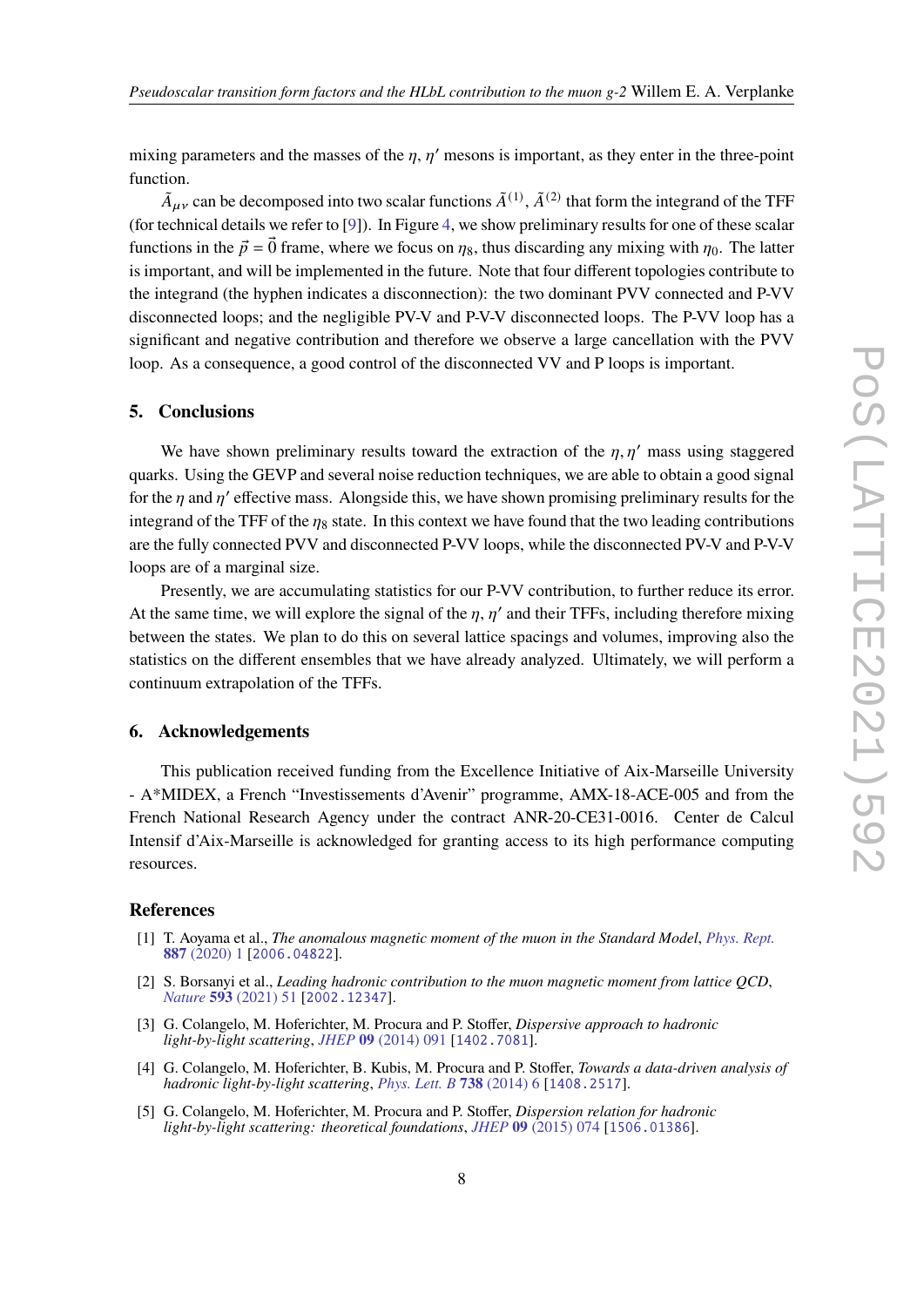mixing parameters and the masses of the $\eta$, $\eta'$ mesons is important, as they enter in the three-point function.

$\tilde{A}_{\mu\nu}$ can be decomposed into two scalar functions $\tilde{A}^{(1)}$, $\tilde{A}^{(2)}$ that form the integrand of the TFF (for technical details we refer to [9]). In Figure 4, we show preliminary results for one of these scalar functions in the $\vec{p} = \vec{0}$ frame, where we focus on $\eta_8$, thus discarding any mixing with $\eta_0$. The latter is important, and will be implemented in the future. Note that four different topologies contribute to the integrand (the hyphen indicates a disconnection): the two dominant PVV connected and P-VV disconnected loops; and the negligible PV-V and P-V-V disconnected loops. The P-VV loop has a significant and negative contribution and therefore we observe a large cancellation with the PVV loop. As a consequence, a good control of the disconnected VV and P loops is important.

## 5. Conclusions

We have shown preliminary results toward the extraction of the $\eta, \eta'$ mass using staggered quarks. Using the GEVP and several noise reduction techniques, we are able to obtain a good signal for the $\eta$ and $\eta'$ effective mass. Alongside this, we have shown promising preliminary results for the integrand of the TFF of the $\eta_8$ state. In this context we have found that the two leading contributions are the fully connected PVV and disconnected P-VV loops, while the disconnected PV-V and P-V-V loops are of a marginal size.

Presently, we are accumulating statistics for our P-VV contribution, to further reduce its error. At the same time, we will explore the signal of the $\eta, \eta'$ and their TFFs, including therefore mixing between the states. We plan to do this on several lattice spacings and volumes, improving also the statistics on the different ensembles that we have already analyzed. Ultimately, we will perform a continuum extrapolation of the TFFs.

## 6. Acknowledgements

This publication received funding from the Excellence Initiative of Aix-Marseille University - A*MIDEX, a French "Investissements d'Avenir" programme, AMX-18-ACE-005 and from the French National Research Agency under the contract ANR-20-CE31-0016. Center de Calcul Intensif d'Aix-Marseille is acknowledged for granting access to its high performance computing resources.

## References

[1] T. Aoyama et al., *The anomalous magnetic moment of the muon in the Standard Model*, *Phys. Rept.* **887** (2020) 1 [2006.04822].

[2] S. Borsanyi et al., *Leading hadronic contribution to the muon magnetic moment from lattice QCD*, *Nature* **593** (2021) 51 [2002.12347].

[3] G. Colangelo, M. Hoferichter, M. Procura and P. Stoffer, *Dispersive approach to hadronic light-by-light scattering*, *JHEP* **09** (2014) 091 [1402.7081].

[4] G. Colangelo, M. Hoferichter, B. Kubis, M. Procura and P. Stoffer, *Towards a data-driven analysis of hadronic light-by-light scattering*, *Phys. Lett. B* **738** (2014) 6 [1408.2517].

[5] G. Colangelo, M. Hoferichter, M. Procura and P. Stoffer, *Dispersion relation for hadronic light-by-light scattering: theoretical foundations*, *JHEP* **09** (2015) 074 [1506.01386].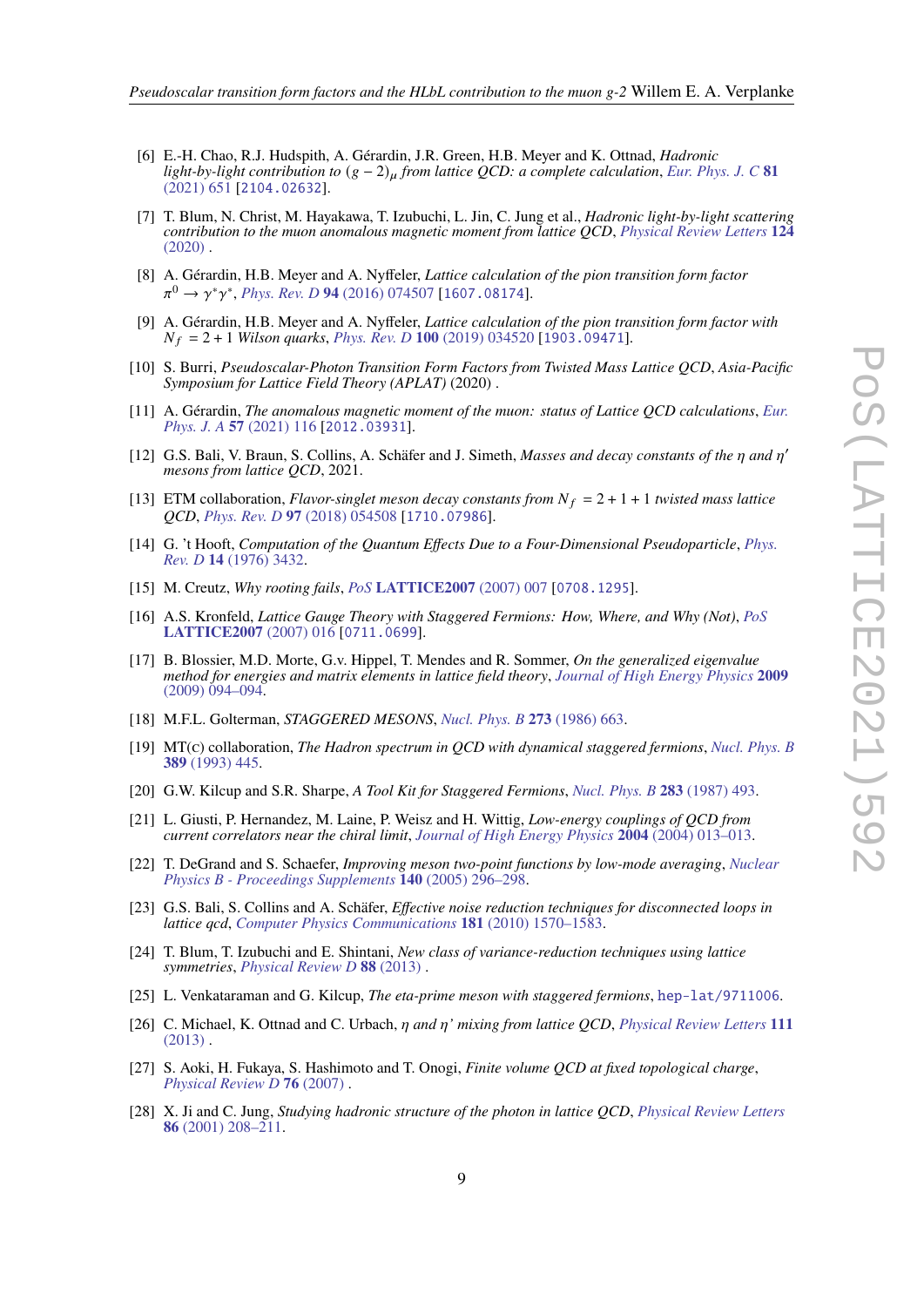[6] E.-H. Chao, R.J. Hudspith, A. Gérardin, J.R. Green, H.B. Meyer and K. Ottnad, *Hadronic light-by-light contribution to $(g-2)_\mu$ from lattice QCD: a complete calculation*, Eur. Phys. J. C **81** (2021) 651 [2104.02632].

[7] T. Blum, N. Christ, M. Hayakawa, T. Izubuchi, L. Jin, C. Jung et al., *Hadronic light-by-light scattering contribution to the muon anomalous magnetic moment from lattice QCD*, Physical Review Letters **124** (2020) .

[8] A. Gérardin, H.B. Meyer and A. Nyffeler, *Lattice calculation of the pion transition form factor $\pi^0 \to \gamma^*\gamma^*$*, Phys. Rev. D **94** (2016) 074507 [1607.08174].

[9] A. Gérardin, H.B. Meyer and A. Nyffeler, *Lattice calculation of the pion transition form factor with $N_f = 2+1$ Wilson quarks*, Phys. Rev. D **100** (2019) 034520 [1903.09471].

[10] S. Burri, *Pseudoscalar-Photon Transition Form Factors from Twisted Mass Lattice QCD*, *Asia-Pacific Symposium for Lattice Field Theory (APLAT)* (2020) .

[11] A. Gérardin, *The anomalous magnetic moment of the muon: status of Lattice QCD calculations*, Eur. Phys. J. A **57** (2021) 116 [2012.03931].

[12] G.S. Bali, V. Braun, S. Collins, A. Schäfer and J. Simeth, *Masses and decay constants of the $\eta$ and $\eta'$ mesons from lattice QCD*, 2021.

[13] ETM collaboration, *Flavor-singlet meson decay constants from $N_f = 2+1+1$ twisted mass lattice QCD*, Phys. Rev. D **97** (2018) 054508 [1710.07986].

[14] G. 't Hooft, *Computation of the Quantum Effects Due to a Four-Dimensional Pseudoparticle*, Phys. Rev. D **14** (1976) 3432.

[15] M. Creutz, *Why rooting fails*, PoS **LATTICE2007** (2007) 007 [0708.1295].

[16] A.S. Kronfeld, *Lattice Gauge Theory with Staggered Fermions: How, Where, and Why (Not)*, PoS **LATTICE2007** (2007) 016 [0711.0699].

[17] B. Blossier, M.D. Morte, G.v. Hippel, T. Mendes and R. Sommer, *On the generalized eigenvalue method for energies and matrix elements in lattice field theory*, Journal of High Energy Physics **2009** (2009) 094–094.

[18] M.F.L. Golterman, *STAGGERED MESONS*, Nucl. Phys. B **273** (1986) 663.

[19] MT(c) collaboration, *The Hadron spectrum in QCD with dynamical staggered fermions*, Nucl. Phys. B **389** (1993) 445.

[20] G.W. Kilcup and S.R. Sharpe, *A Tool Kit for Staggered Fermions*, Nucl. Phys. B **283** (1987) 493.

[21] L. Giusti, P. Hernandez, M. Laine, P. Weisz and H. Wittig, *Low-energy couplings of QCD from current correlators near the chiral limit*, Journal of High Energy Physics **2004** (2004) 013–013.

[22] T. DeGrand and S. Schaefer, *Improving meson two-point functions by low-mode averaging*, Nuclear Physics B - Proceedings Supplements **140** (2005) 296–298.

[23] G.S. Bali, S. Collins and A. Schäfer, *Effective noise reduction techniques for disconnected loops in lattice qcd*, Computer Physics Communications **181** (2010) 1570–1583.

[24] T. Blum, T. Izubuchi and E. Shintani, *New class of variance-reduction techniques using lattice symmetries*, Physical Review D **88** (2013) .

[25] L. Venkataraman and G. Kilcup, *The eta-prime meson with staggered fermions*, hep-lat/9711006.

[26] C. Michael, K. Ottnad and C. Urbach, *$\eta$ and $\eta$' mixing from lattice QCD*, Physical Review Letters **111** (2013) .

[27] S. Aoki, H. Fukaya, S. Hashimoto and T. Onogi, *Finite volume QCD at fixed topological charge*, Physical Review D **76** (2007) .

[28] X. Ji and C. Jung, *Studying hadronic structure of the photon in lattice QCD*, Physical Review Letters **86** (2001) 208–211.